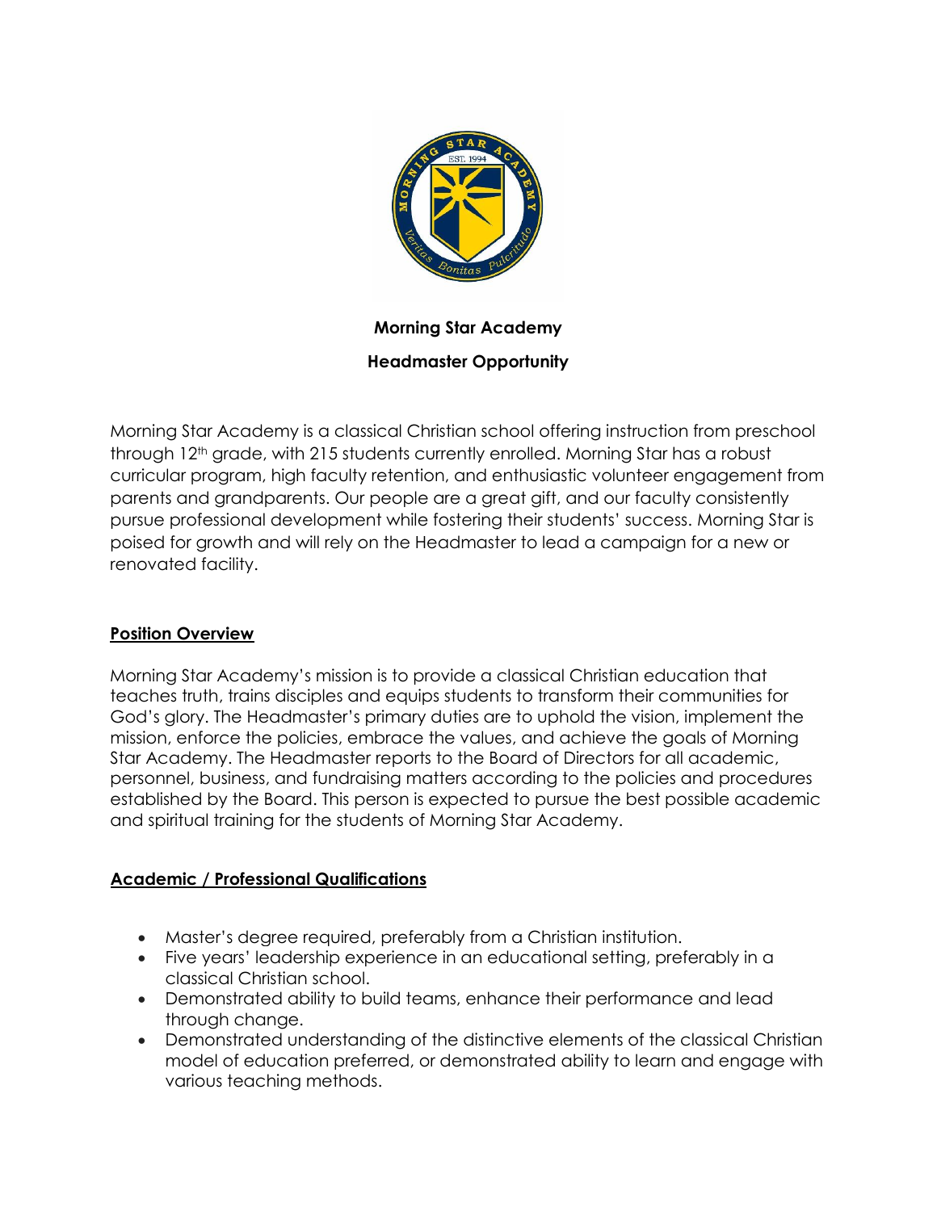**Morning Star Academy**

**Headmaster Opportunity**

Morning Star Academy is a classical Christian school offering instruction from preschool through 12th grade, with 215 students currently enrolled. Morning Star has a robust curricular program, high faculty retention, and enthusiastic volunteer engagement from parents and grandparents. Our people are a great gift, and our faculty consistently pursue professional development while fostering their students' success. Morning Star is poised for growth and will rely on the Headmaster to lead a campaign for a new or renovated facility.

## Position Overview

Morning Star Academy's mission is to provide a classical Christian education that teaches truth, trains disciples and equips students to transform their communities for God's glory. The Headmaster's primary duties are to uphold the vision, implement the mission, enforce the policies, embrace the values, and achieve the goals of Morning Star Academy. The Headmaster reports to the Board of Directors for all academic, personnel, business, and fundraising matters according to the policies and procedures established by the Board. This person is expected to pursue the best possible academic and spiritual training for the students of Morning Star Academy.

## Academic / Professional Qualifications

- Master's degree required, preferably from a Christian institution.
- Five years' leadership experience in an educational setting, preferably in a classical Christian school.
- Demonstrated ability to build teams, enhance their performance and lead through change.
- Demonstrated understanding of the distinctive elements of the classical Christian model of education preferred, or demonstrated ability to learn and engage with various teaching methods.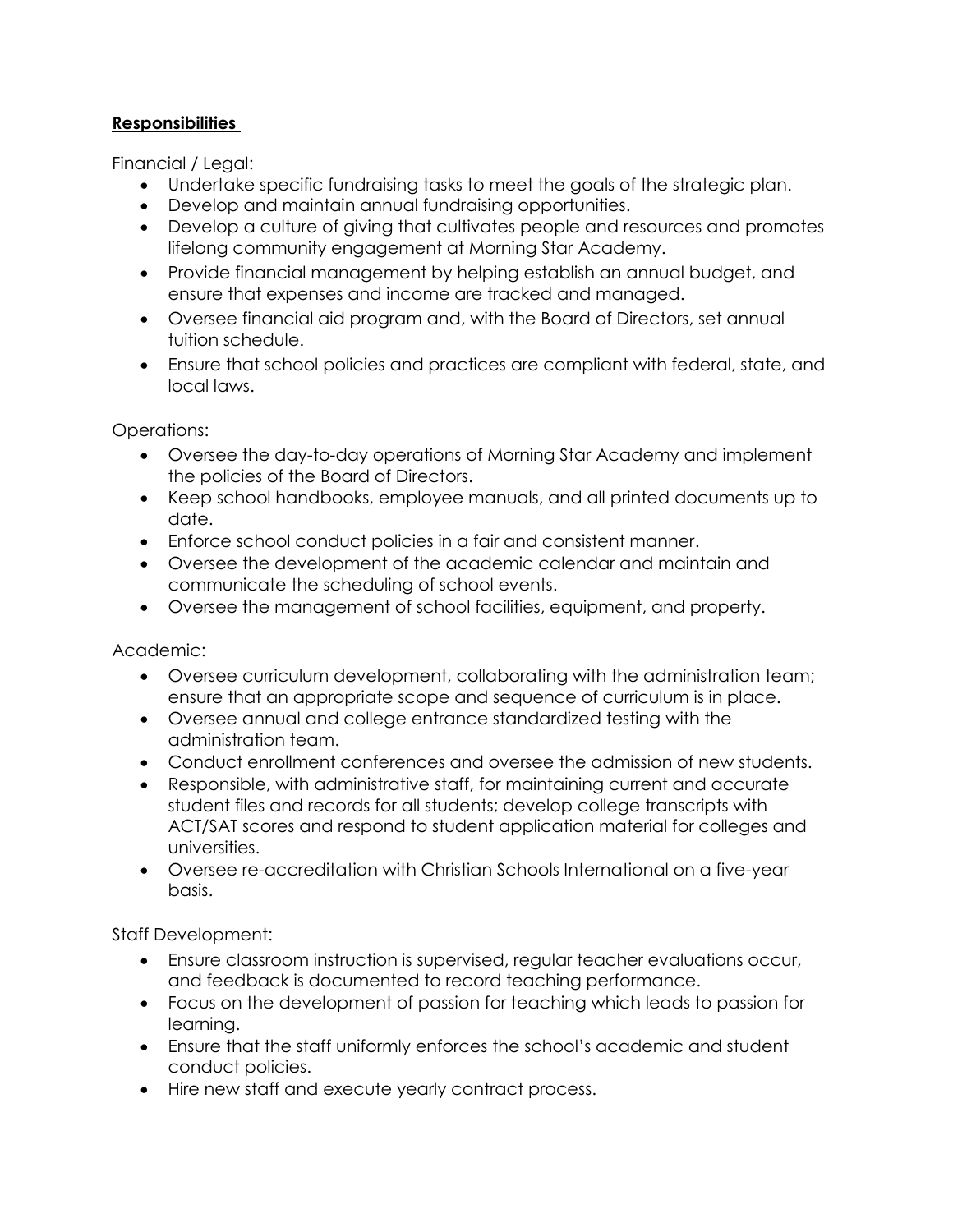**<u>Responsibilities</u>**

Financial / Legal:

- Undertake specific fundraising tasks to meet the goals of the strategic plan.
- Develop and maintain annual fundraising opportunities.
- Develop a culture of giving that cultivates people and resources and promotes lifelong community engagement at Morning Star Academy.
- Provide financial management by helping establish an annual budget, and ensure that expenses and income are tracked and managed.
- Oversee financial aid program and, with the Board of Directors, set annual tuition schedule.
- Ensure that school policies and practices are compliant with federal, state, and local laws.

Operations:

- Oversee the day-to-day operations of Morning Star Academy and implement the policies of the Board of Directors.
- Keep school handbooks, employee manuals, and all printed documents up to date.
- Enforce school conduct policies in a fair and consistent manner.
- Oversee the development of the academic calendar and maintain and communicate the scheduling of school events.
- Oversee the management of school facilities, equipment, and property.

Academic:

- Oversee curriculum development, collaborating with the administration team; ensure that an appropriate scope and sequence of curriculum is in place.
- Oversee annual and college entrance standardized testing with the administration team.
- Conduct enrollment conferences and oversee the admission of new students.
- Responsible, with administrative staff, for maintaining current and accurate student files and records for all students; develop college transcripts with ACT/SAT scores and respond to student application material for colleges and universities.
- Oversee re-accreditation with Christian Schools International on a five-year basis.

Staff Development:

- Ensure classroom instruction is supervised, regular teacher evaluations occur, and feedback is documented to record teaching performance.
- Focus on the development of passion for teaching which leads to passion for learning.
- Ensure that the staff uniformly enforces the school's academic and student conduct policies.
- Hire new staff and execute yearly contract process.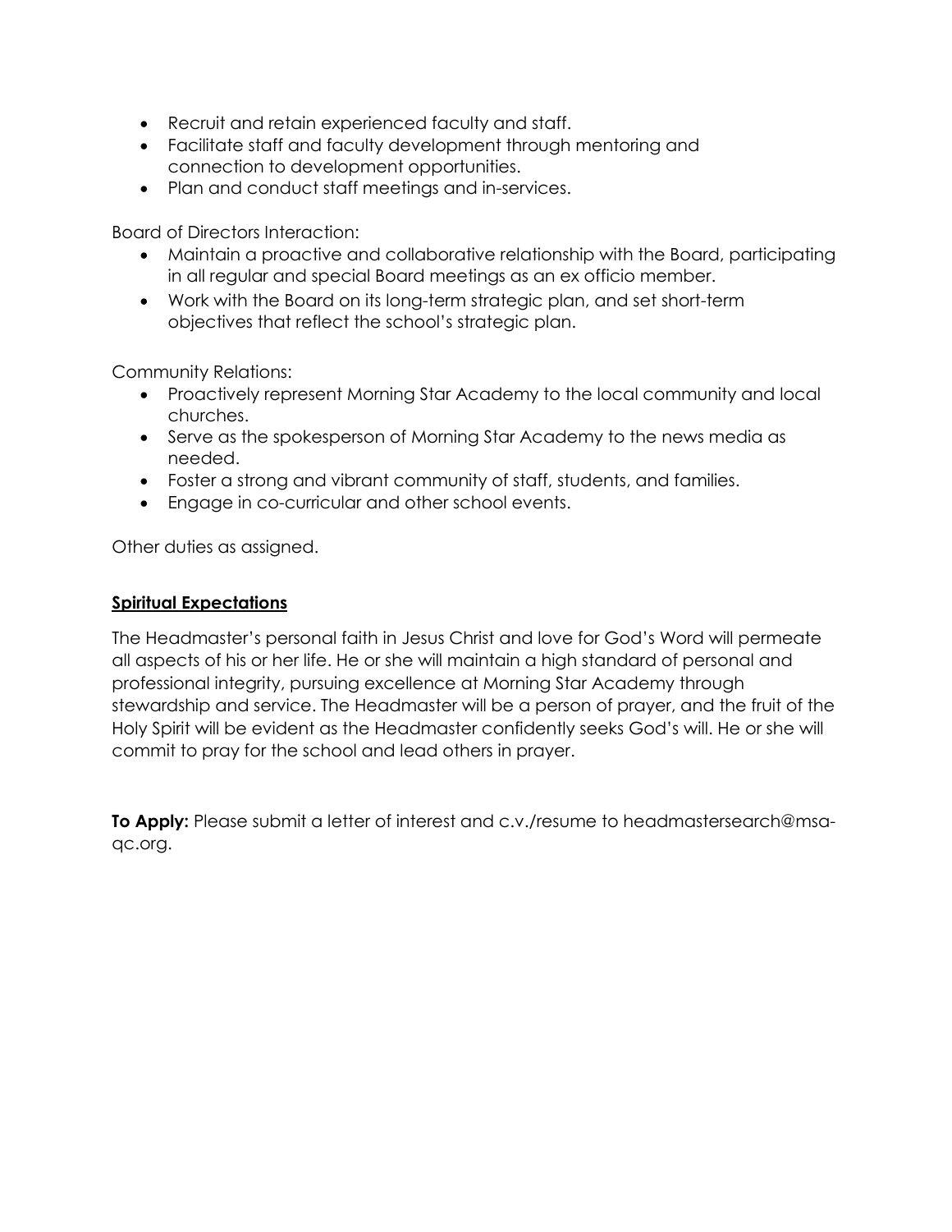- Recruit and retain experienced faculty and staff.
- Facilitate staff and faculty development through mentoring and connection to development opportunities.
- Plan and conduct staff meetings and in-services.

Board of Directors Interaction:

- Maintain a proactive and collaborative relationship with the Board, participating in all regular and special Board meetings as an ex officio member.
- Work with the Board on its long-term strategic plan, and set short-term objectives that reflect the school's strategic plan.

Community Relations:

- Proactively represent Morning Star Academy to the local community and local churches.
- Serve as the spokesperson of Morning Star Academy to the news media as needed.
- Foster a strong and vibrant community of staff, students, and families.
- Engage in co-curricular and other school events.

Other duties as assigned.

**Spiritual Expectations**

The Headmaster's personal faith in Jesus Christ and love for God's Word will permeate all aspects of his or her life. He or she will maintain a high standard of personal and professional integrity, pursuing excellence at Morning Star Academy through stewardship and service. The Headmaster will be a person of prayer, and the fruit of the Holy Spirit will be evident as the Headmaster confidently seeks God's will. He or she will commit to pray for the school and lead others in prayer.

**To Apply:** Please submit a letter of interest and c.v./resume to headmastersearch@msa-qc.org.